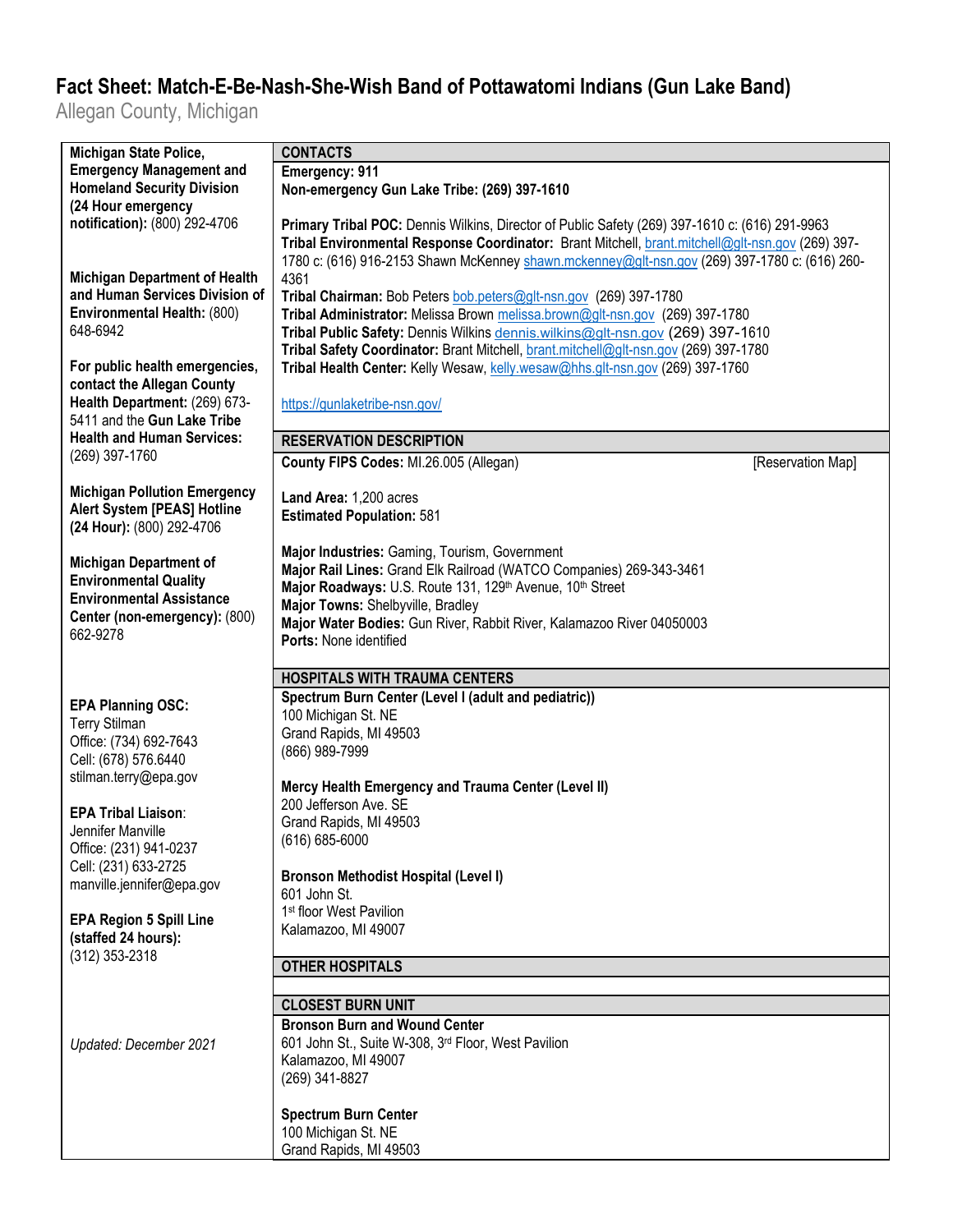# Fact Sheet: Match-E-Be-Nash-She-Wish Band of Pottawatomi Indians (Gun Lake Band)

Allegan County, Michigan

**Michigan State Police, Emergency Management and Homeland Security Division (24 Hour emergency notification):** (800) 292-4706

**Michigan Department of Health and Human Services Division of Environmental Health:** (800) 648-6942

**For public health emergencies, contact the Allegan County Health Department:** (269) 673-5411 and the **Gun Lake Tribe Health and Human Services:** (269) 397-1760

**Michigan Pollution Emergency Alert System [PEAS] Hotline (24 Hour):** (800) 292-4706

**Michigan Department of Environmental Quality Environmental Assistance Center (non-emergency):** (800) 662-9278

**EPA Planning OSC:**
Terry Stilman
Office: (734) 692-7643
Cell: (678) 576.6440
stilman.terry@epa.gov

**EPA Tribal Liaison**:
Jennifer Manville
Office: (231) 941-0237
Cell: (231) 633-2725
manville.jennifer@epa.gov

**EPA Region 5 Spill Line (staffed 24 hours):**
(312) 353-2318

*Updated: December 2021*

## CONTACTS

**Emergency: 911**
**Non-emergency Gun Lake Tribe: (269) 397-1610**

**Primary Tribal POC:** Dennis Wilkins, Director of Public Safety (269) 397-1610 c: (616) 291-9963
**Tribal Environmental Response Coordinator:** Brant Mitchell, brant.mitchell@glt-nsn.gov (269) 397-1780 c: (616) 916-2153 Shawn McKenney shawn.mckenney@glt-nsn.gov (269) 397-1780 c: (616) 260-4361
**Tribal Chairman:** Bob Peters bob.peters@glt-nsn.gov (269) 397-1780
**Tribal Administrator:** Melissa Brown melissa.brown@glt-nsn.gov (269) 397-1780
**Tribal Public Safety:** Dennis Wilkins dennis.wilkins@glt-nsn.gov (269) 397-1610
**Tribal Safety Coordinator:** Brant Mitchell, brant.mitchell@glt-nsn.gov (269) 397-1780
**Tribal Health Center:** Kelly Wesaw, kelly.wesaw@hhs.glt-nsn.gov (269) 397-1760

https://gunlaketribe-nsn.gov/

## RESERVATION DESCRIPTION

**County FIPS Codes:** MI.26.005 (Allegan) [Reservation Map]

**Land Area:** 1,200 acres
**Estimated Population:** 581

**Major Industries:** Gaming, Tourism, Government
**Major Rail Lines:** Grand Elk Railroad (WATCO Companies) 269-343-3461
**Major Roadways:** U.S. Route 131, 129th Avenue, 10th Street
**Major Towns:** Shelbyville, Bradley
**Major Water Bodies:** Gun River, Rabbit River, Kalamazoo River 04050003
**Ports:** None identified

## HOSPITALS WITH TRAUMA CENTERS

**Spectrum Burn Center (Level I (adult and pediatric))**
100 Michigan St. NE
Grand Rapids, MI 49503
(866) 989-7999

**Mercy Health Emergency and Trauma Center (Level II)**
200 Jefferson Ave. SE
Grand Rapids, MI 49503
(616) 685-6000

**Bronson Methodist Hospital (Level I)**
601 John St.
1st floor West Pavilion
Kalamazoo, MI 49007

## OTHER HOSPITALS

## CLOSEST BURN UNIT

**Bronson Burn and Wound Center**
601 John St., Suite W-308, 3rd Floor, West Pavilion
Kalamazoo, MI 49007
(269) 341-8827

**Spectrum Burn Center**
100 Michigan St. NE
Grand Rapids, MI 49503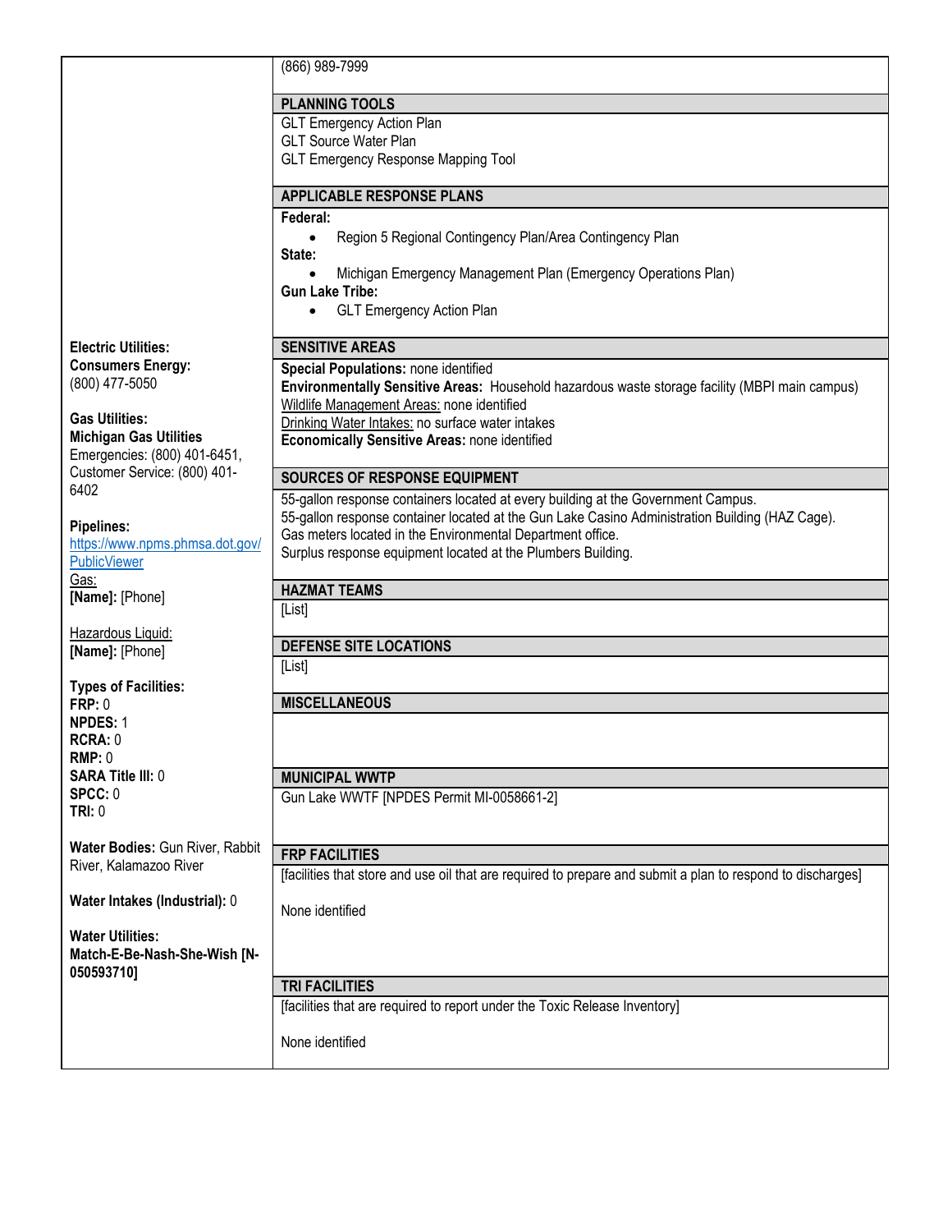| | |
|---|---|
| **Electric Utilities:**<br>**Consumers Energy:**<br>(800) 477-5050<br><br>**Gas Utilities:**<br>**Michigan Gas Utilities**<br>Emergencies: (800) 401-6451, Customer Service: (800) 401-6402<br><br>**Pipelines:**<br>https://www.npms.phmsa.dot.gov/PublicViewer<br>Gas:<br>**[Name]:** [Phone]<br><br>Hazardous Liquid:<br>**[Name]:** [Phone]<br><br>**Types of Facilities:**<br>**FRP:** 0<br>**NPDES:** 1<br>**RCRA:** 0<br>**RMP:** 0<br>**SARA Title III:** 0<br>**SPCC:** 0<br>**TRI:** 0<br><br>**Water Bodies:** Gun River, Rabbit River, Kalamazoo River<br><br>**Water Intakes (Industrial):** 0<br><br>**Water Utilities:**<br>**Match-E-Be-Nash-She-Wish [N-050593710]** | (866) 989-7999<br><br>**PLANNING TOOLS**<br>GLT Emergency Action Plan<br>GLT Source Water Plan<br>GLT Emergency Response Mapping Tool<br><br>**APPLICABLE RESPONSE PLANS**<br>**Federal:**<br>• Region 5 Regional Contingency Plan/Area Contingency Plan<br>**State:**<br>• Michigan Emergency Management Plan (Emergency Operations Plan)<br>**Gun Lake Tribe:**<br>• GLT Emergency Action Plan<br><br>**SENSITIVE AREAS**<br>**Special Populations:** none identified<br>**Environmentally Sensitive Areas:** Household hazardous waste storage facility (MBPI main campus)<br>Wildlife Management Areas: none identified<br>Drinking Water Intakes: no surface water intakes<br>**Economically Sensitive Areas:** none identified<br><br>**SOURCES OF RESPONSE EQUIPMENT**<br>55-gallon response containers located at every building at the Government Campus.<br>55-gallon response container located at the Gun Lake Casino Administration Building (HAZ Cage).<br>Gas meters located in the Environmental Department office.<br>Surplus response equipment located at the Plumbers Building.<br><br>**HAZMAT TEAMS**<br>[List]<br><br>**DEFENSE SITE LOCATIONS**<br>[List]<br><br>**MISCELLANEOUS**<br><br>**MUNICIPAL WWTP**<br>Gun Lake WWTF [NPDES Permit MI-0058661-2]<br><br>**FRP FACILITIES**<br>[facilities that store and use oil that are required to prepare and submit a plan to respond to discharges]<br><br>None identified<br><br>**TRI FACILITIES**<br>[facilities that are required to report under the Toxic Release Inventory]<br><br>None identified |